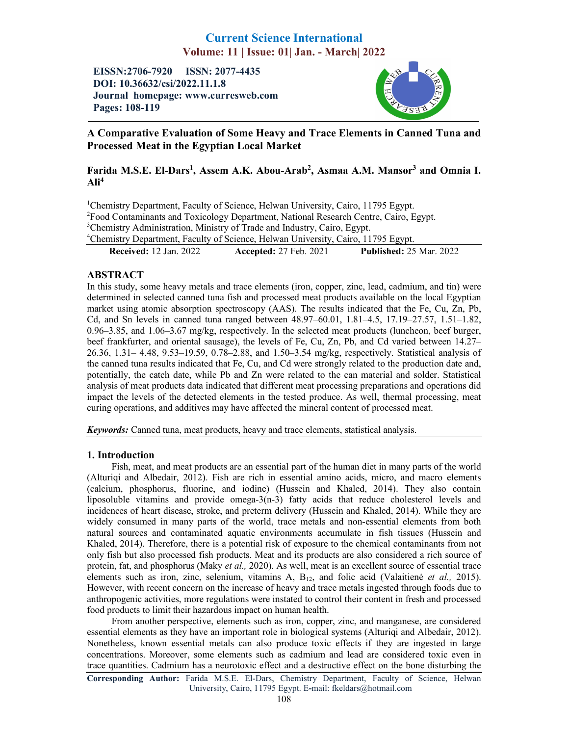# A Comparative Evaluation of Some Heavy and Trace Elements in Canned Tuna and Processed Meat in the Egyptian Local Market

**Farida M.S.E. El-Dars[1], Assem A.K. Abou-Arab[2], Asmaa A.M. Mansor[3] and Omnia I. Ali[4]**

[1]Chemistry Department, Faculty of Science, Helwan University, Cairo, 11795 Egypt.
[2]Food Contaminants and Toxicology Department, National Research Centre, Cairo, Egypt.
[3]Chemistry Administration, Ministry of Trade and Industry, Cairo, Egypt.
[4]Chemistry Department, Faculty of Science, Helwan University, Cairo, 11795 Egypt.

**Received:** 12 Jan. 2022 **Accepted:** 27 Feb. 2021 **Published:** 25 Mar. 2022

## ABSTRACT

In this study, some heavy metals and trace elements (iron, copper, zinc, lead, cadmium, and tin) were determined in selected canned tuna fish and processed meat products available on the local Egyptian market using atomic absorption spectroscopy (AAS). The results indicated that the Fe, Cu, Zn, Pb, Cd, and Sn levels in canned tuna ranged between 48.97–60.01, 1.81–4.5, 17.19–27.57, 1.51–1.82, 0.96–3.85, and 1.06–3.67 mg/kg, respectively. In the selected meat products (luncheon, beef burger, beef frankfurter, and oriental sausage), the levels of Fe, Cu, Zn, Pb, and Cd varied between 14.27–26.36, 1.31– 4.48, 9.53–19.59, 0.78–2.88, and 1.50–3.54 mg/kg, respectively. Statistical analysis of the canned tuna results indicated that Fe, Cu, and Cd were strongly related to the production date and, potentially, the catch date, while Pb and Zn were related to the can material and solder. Statistical analysis of meat products data indicated that different meat processing preparations and operations did impact the levels of the detected elements in the tested produce. As well, thermal processing, meat curing operations, and additives may have affected the mineral content of processed meat.

***Keywords:*** Canned tuna, meat products, heavy and trace elements, statistical analysis.

## 1. Introduction

Fish, meat, and meat products are an essential part of the human diet in many parts of the world (Alturiqi and Albedair, 2012). Fish are rich in essential amino acids, micro, and macro elements (calcium, phosphorus, fluorine, and iodine) (Hussein and Khaled, 2014). They also contain liposoluble vitamins and provide omega-3(n-3) fatty acids that reduce cholesterol levels and incidences of heart disease, stroke, and preterm delivery (Hussein and Khaled, 2014). While they are widely consumed in many parts of the world, trace metals and non-essential elements from both natural sources and contaminated aquatic environments accumulate in fish tissues (Hussein and Khaled, 2014). Therefore, there is a potential risk of exposure to the chemical contaminants from not only fish but also processed fish products. Meat and its products are also considered a rich source of protein, fat, and phosphorus (Maky *et al.,* 2020). As well, meat is an excellent source of essential trace elements such as iron, zinc, selenium, vitamins A, $B_{12}$, and folic acid (Valaitienė *et al.,* 2015). However, with recent concern on the increase of heavy and trace metals ingested through foods due to anthropogenic activities, more regulations were instated to control their content in fresh and processed food products to limit their hazardous impact on human health.

From another perspective, elements such as iron, copper, zinc, and manganese, are considered essential elements as they have an important role in biological systems (Alturiqi and Albedair, 2012). Nonetheless, known essential metals can also produce toxic effects if they are ingested in large concentrations. Moreover, some elements such as cadmium and lead are considered toxic even in trace quantities. Cadmium has a neurotoxic effect and a destructive effect on the bone disturbing the

**Corresponding Author:** Farida M.S.E. El-Dars, Chemistry Department, Faculty of Science, Helwan University, Cairo, 11795 Egypt. E-mail: fkeldars@hotmail.com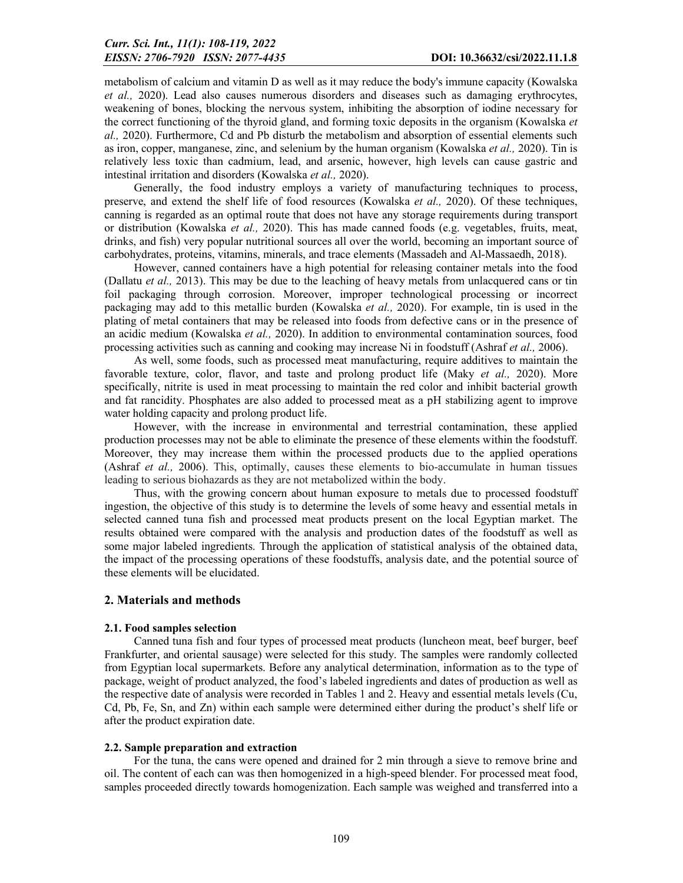metabolism of calcium and vitamin D as well as it may reduce the body's immune capacity (Kowalska *et al.,* 2020). Lead also causes numerous disorders and diseases such as damaging erythrocytes, weakening of bones, blocking the nervous system, inhibiting the absorption of iodine necessary for the correct functioning of the thyroid gland, and forming toxic deposits in the organism (Kowalska *et al.,* 2020). Furthermore, Cd and Pb disturb the metabolism and absorption of essential elements such as iron, copper, manganese, zinc, and selenium by the human organism (Kowalska *et al.,* 2020). Tin is relatively less toxic than cadmium, lead, and arsenic, however, high levels can cause gastric and intestinal irritation and disorders (Kowalska *et al.,* 2020).

Generally, the food industry employs a variety of manufacturing techniques to process, preserve, and extend the shelf life of food resources (Kowalska *et al.,* 2020). Of these techniques, canning is regarded as an optimal route that does not have any storage requirements during transport or distribution (Kowalska *et al.,* 2020). This has made canned foods (e.g. vegetables, fruits, meat, drinks, and fish) very popular nutritional sources all over the world, becoming an important source of carbohydrates, proteins, vitamins, minerals, and trace elements (Massadeh and Al-Massaedh, 2018).

However, canned containers have a high potential for releasing container metals into the food (Dallatu *et al.,* 2013). This may be due to the leaching of heavy metals from unlacquered cans or tin foil packaging through corrosion. Moreover, improper technological processing or incorrect packaging may add to this metallic burden (Kowalska *et al.,* 2020). For example, tin is used in the plating of metal containers that may be released into foods from defective cans or in the presence of an acidic medium (Kowalska *et al.,* 2020). In addition to environmental contamination sources, food processing activities such as canning and cooking may increase Ni in foodstuff (Ashraf *et al.,* 2006).

As well, some foods, such as processed meat manufacturing, require additives to maintain the favorable texture, color, flavor, and taste and prolong product life (Maky *et al.,* 2020). More specifically, nitrite is used in meat processing to maintain the red color and inhibit bacterial growth and fat rancidity. Phosphates are also added to processed meat as a pH stabilizing agent to improve water holding capacity and prolong product life.

However, with the increase in environmental and terrestrial contamination, these applied production processes may not be able to eliminate the presence of these elements within the foodstuff. Moreover, they may increase them within the processed products due to the applied operations (Ashraf *et al.,* 2006). This, optimally, causes these elements to bio-accumulate in human tissues leading to serious biohazards as they are not metabolized within the body.

Thus, with the growing concern about human exposure to metals due to processed foodstuff ingestion, the objective of this study is to determine the levels of some heavy and essential metals in selected canned tuna fish and processed meat products present on the local Egyptian market. The results obtained were compared with the analysis and production dates of the foodstuff as well as some major labeled ingredients. Through the application of statistical analysis of the obtained data, the impact of the processing operations of these foodstuffs, analysis date, and the potential source of these elements will be elucidated.

## 2. Materials and methods

### 2.1. Food samples selection

Canned tuna fish and four types of processed meat products (luncheon meat, beef burger, beef Frankfurter, and oriental sausage) were selected for this study. The samples were randomly collected from Egyptian local supermarkets. Before any analytical determination, information as to the type of package, weight of product analyzed, the food's labeled ingredients and dates of production as well as the respective date of analysis were recorded in Tables 1 and 2. Heavy and essential metals levels (Cu, Cd, Pb, Fe, Sn, and Zn) within each sample were determined either during the product's shelf life or after the product expiration date.

### 2.2. Sample preparation and extraction

For the tuna, the cans were opened and drained for 2 min through a sieve to remove brine and oil. The content of each can was then homogenized in a high-speed blender. For processed meat food, samples proceeded directly towards homogenization. Each sample was weighed and transferred into a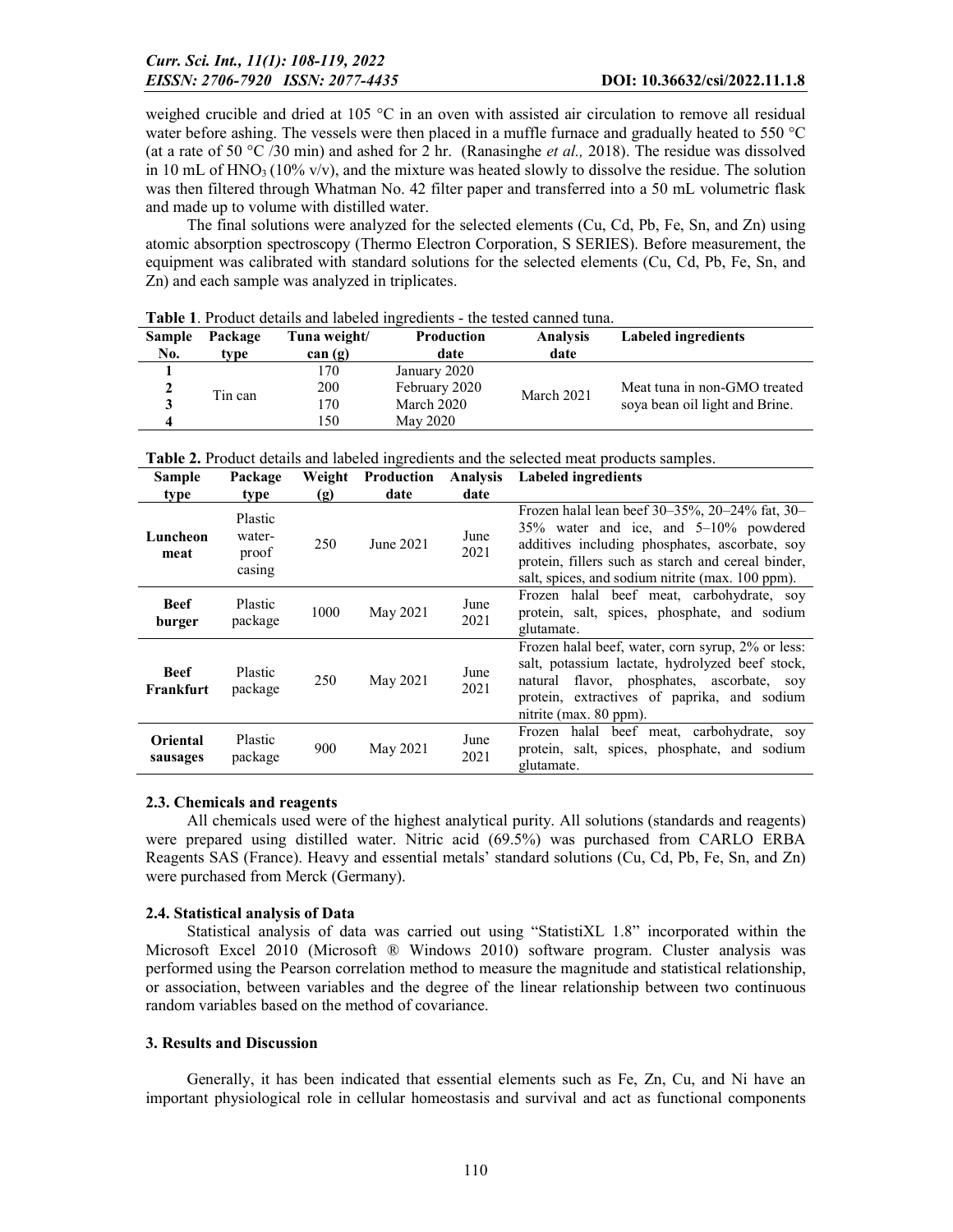weighed crucible and dried at 105 °C in an oven with assisted air circulation to remove all residual water before ashing. The vessels were then placed in a muffle furnace and gradually heated to 550 °C (at a rate of 50 °C /30 min) and ashed for 2 hr. (Ranasinghe *et al.,* 2018). The residue was dissolved in 10 mL of $HNO_3$ (10% v/v), and the mixture was heated slowly to dissolve the residue. The solution was then filtered through Whatman No. 42 filter paper and transferred into a 50 mL volumetric flask and made up to volume with distilled water.

The final solutions were analyzed for the selected elements (Cu, Cd, Pb, Fe, Sn, and Zn) using atomic absorption spectroscopy (Thermo Electron Corporation, S SERIES). Before measurement, the equipment was calibrated with standard solutions for the selected elements (Cu, Cd, Pb, Fe, Sn, and Zn) and each sample was analyzed in triplicates.

**Table 1**. Product details and labeled ingredients - the tested canned tuna.

| Sample No. | Package type | Tuna weight/ can (g) | Production date | Analysis date | Labeled ingredients |
|---|---|---|---|---|---|
| 1 | Tin can | 170 | January 2020 | March 2021 | Meat tuna in non-GMO treated soya bean oil light and Brine. |
| 2 | | 200 | February 2020 | | |
| 3 | | 170 | March 2020 | | |
| 4 | | 150 | May 2020 | | |

**Table 2.** Product details and labeled ingredients and the selected meat products samples.

| Sample type | Package type | Weight (g) | Production date | Analysis date | Labeled ingredients |
|---|---|---|---|---|---|
| **Luncheon meat** | Plastic water-proof casing | 250 | June 2021 | June 2021 | Frozen halal lean beef 30–35%, 20–24% fat, 30–35% water and ice, and 5–10% powdered additives including phosphates, ascorbate, soy protein, fillers such as starch and cereal binder, salt, spices, and sodium nitrite (max. 100 ppm). |
| **Beef burger** | Plastic package | 1000 | May 2021 | June 2021 | Frozen halal beef meat, carbohydrate, soy protein, salt, spices, phosphate, and sodium glutamate. |
| **Beef Frankfurt** | Plastic package | 250 | May 2021 | June 2021 | Frozen halal beef, water, corn syrup, 2% or less: salt, potassium lactate, hydrolyzed beef stock, natural flavor, phosphates, ascorbate, soy protein, extractives of paprika, and sodium nitrite (max. 80 ppm). |
| **Oriental sausages** | Plastic package | 900 | May 2021 | June 2021 | Frozen halal beef meat, carbohydrate, soy protein, salt, spices, phosphate, and sodium glutamate. |

### 2.3. Chemicals and reagents

All chemicals used were of the highest analytical purity. All solutions (standards and reagents) were prepared using distilled water. Nitric acid (69.5%) was purchased from CARLO ERBA Reagents SAS (France). Heavy and essential metals' standard solutions (Cu, Cd, Pb, Fe, Sn, and Zn) were purchased from Merck (Germany).

### 2.4. Statistical analysis of Data

Statistical analysis of data was carried out using "StatistiXL 1.8" incorporated within the Microsoft Excel 2010 (Microsoft ® Windows 2010) software program. Cluster analysis was performed using the Pearson correlation method to measure the magnitude and statistical relationship, or association, between variables and the degree of the linear relationship between two continuous random variables based on the method of covariance.

## 3. Results and Discussion

Generally, it has been indicated that essential elements such as Fe, Zn, Cu, and Ni have an important physiological role in cellular homeostasis and survival and act as functional components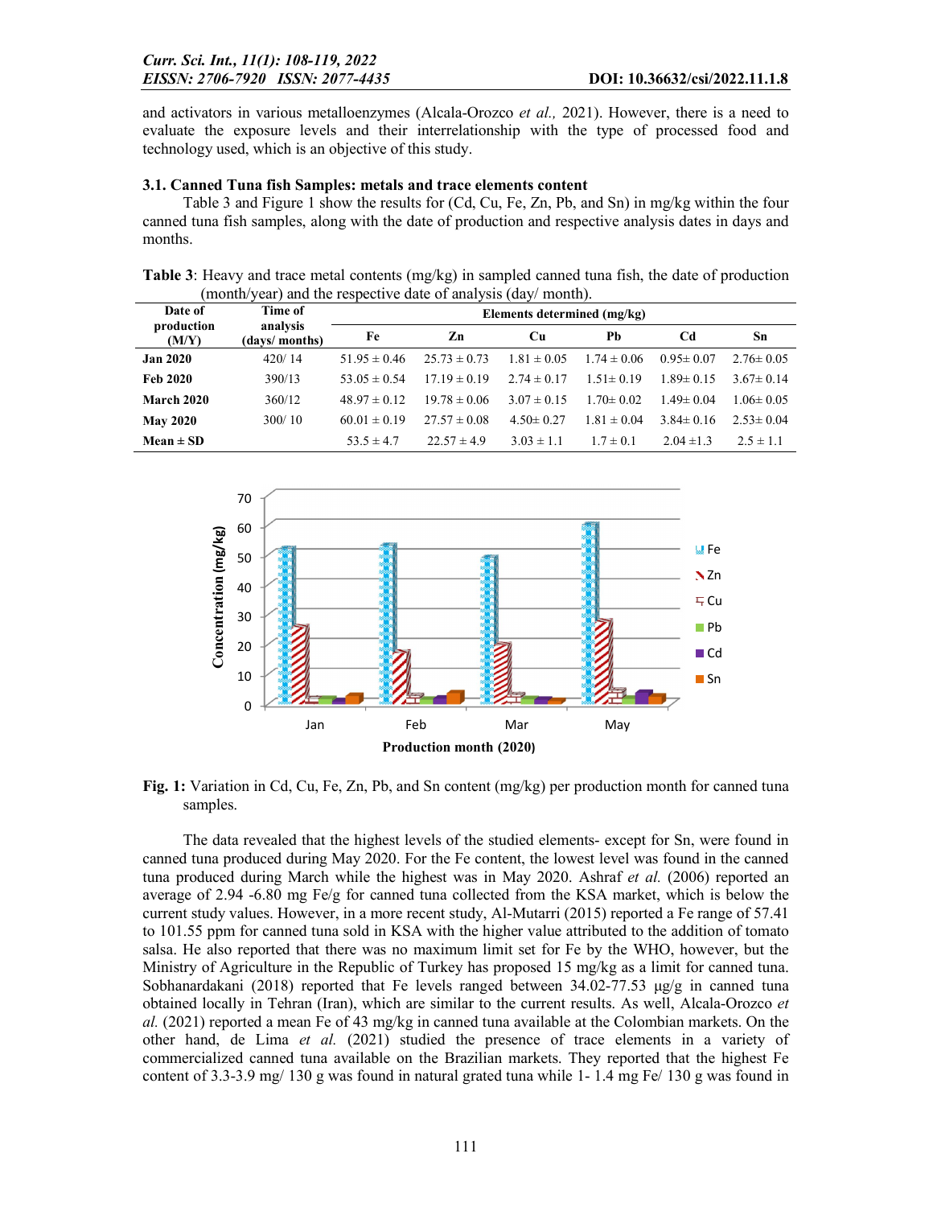and activators in various metalloenzymes (Alcala-Orozco *et al.,* 2021). However, there is a need to evaluate the exposure levels and their interrelationship with the type of processed food and technology used, which is an objective of this study.

### 3.1. Canned Tuna fish Samples: metals and trace elements content

Table 3 and Figure 1 show the results for (Cd, Cu, Fe, Zn, Pb, and Sn) in mg/kg within the four canned tuna fish samples, along with the date of production and respective analysis dates in days and months.

**Table 3**: Heavy and trace metal contents (mg/kg) in sampled canned tuna fish, the date of production (month/year) and the respective date of analysis (day/ month).

| Date of production (M/Y) | Time of analysis (days/ months) | Elements determined (mg/kg) | | | | | |
|---|---|---|---|---|---|---|---|
| | | Fe | Zn | Cu | Pb | Cd | Sn |
| **Jan 2020** | 420/ 14 | 51.95 ± 0.46 | 25.73 ± 0.73 | 1.81 ± 0.05 | 1.74 ± 0.06 | 0.95± 0.07 | 2.76± 0.05 |
| **Feb 2020** | 390/13 | 53.05 ± 0.54 | 17.19 ± 0.19 | 2.74 ± 0.17 | 1.51± 0.19 | 1.89± 0.15 | 3.67± 0.14 |
| **March 2020** | 360/12 | 48.97 ± 0.12 | 19.78 ± 0.06 | 3.07 ± 0.15 | 1.70± 0.02 | 1.49± 0.04 | 1.06± 0.05 |
| **May 2020** | 300/ 10 | 60.01 ± 0.19 | 27.57 ± 0.08 | 4.50± 0.27 | 1.81 ± 0.04 | 3.84± 0.16 | 2.53± 0.04 |
| **Mean ± SD** | | 53.5 ± 4.7 | 22.57 ± 4.9 | 3.03 ± 1.1 | 1.7 ± 0.1 | 2.04 ±1.3 | 2.5 ± 1.1 |

**Fig. 1:** Variation in Cd, Cu, Fe, Zn, Pb, and Sn content (mg/kg) per production month for canned tuna samples.

The data revealed that the highest levels of the studied elements- except for Sn, were found in canned tuna produced during May 2020. For the Fe content, the lowest level was found in the canned tuna produced during March while the highest was in May 2020. Ashraf *et al.* (2006) reported an average of 2.94 -6.80 mg Fe/g for canned tuna collected from the KSA market, which is below the current study values. However, in a more recent study, Al-Mutarri (2015) reported a Fe range of 57.41 to 101.55 ppm for canned tuna sold in KSA with the higher value attributed to the addition of tomato salsa. He also reported that there was no maximum limit set for Fe by the WHO, however, but the Ministry of Agriculture in the Republic of Turkey has proposed 15 mg/kg as a limit for canned tuna. Sobhanardakani (2018) reported that Fe levels ranged between 34.02-77.53 μg/g in canned tuna obtained locally in Tehran (Iran), which are similar to the current results. As well, Alcala-Orozco *et al.* (2021) reported a mean Fe of 43 mg/kg in canned tuna available at the Colombian markets. On the other hand, de Lima *et al.* (2021) studied the presence of trace elements in a variety of commercialized canned tuna available on the Brazilian markets. They reported that the highest Fe content of 3.3-3.9 mg/ 130 g was found in natural grated tuna while 1- 1.4 mg Fe/ 130 g was found in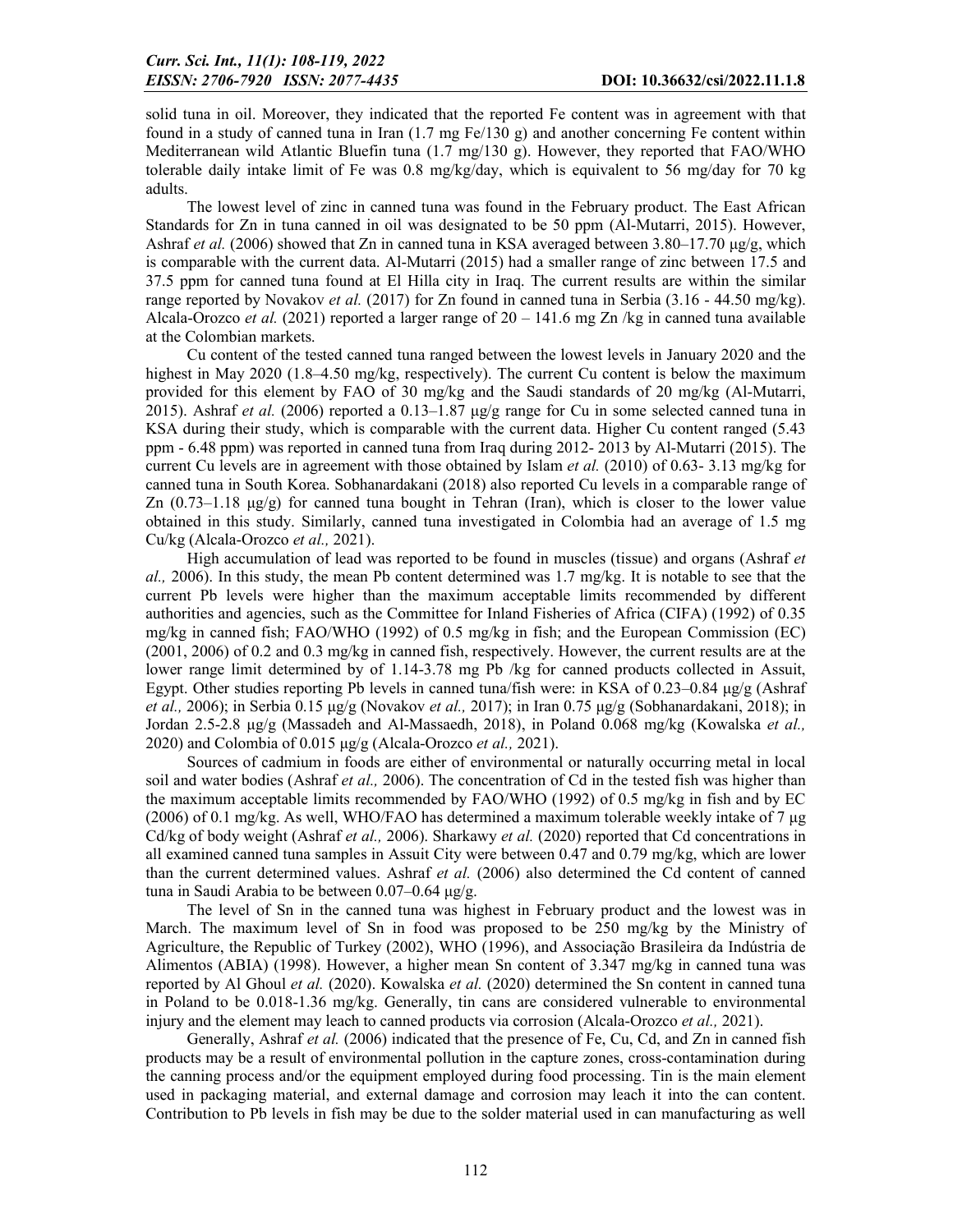solid tuna in oil. Moreover, they indicated that the reported Fe content was in agreement with that found in a study of canned tuna in Iran (1.7 mg Fe/130 g) and another concerning Fe content within Mediterranean wild Atlantic Bluefin tuna (1.7 mg/130 g). However, they reported that FAO/WHO tolerable daily intake limit of Fe was 0.8 mg/kg/day, which is equivalent to 56 mg/day for 70 kg adults.

The lowest level of zinc in canned tuna was found in the February product. The East African Standards for Zn in tuna canned in oil was designated to be 50 ppm (Al-Mutarri, 2015). However, Ashraf *et al.* (2006) showed that Zn in canned tuna in KSA averaged between 3.80–17.70 μg/g, which is comparable with the current data. Al-Mutarri (2015) had a smaller range of zinc between 17.5 and 37.5 ppm for canned tuna found at El Hilla city in Iraq. The current results are within the similar range reported by Novakov *et al.* (2017) for Zn found in canned tuna in Serbia (3.16 - 44.50 mg/kg). Alcala-Orozco *et al.* (2021) reported a larger range of 20 – 141.6 mg Zn /kg in canned tuna available at the Colombian markets.

Cu content of the tested canned tuna ranged between the lowest levels in January 2020 and the highest in May 2020 (1.8–4.50 mg/kg, respectively). The current Cu content is below the maximum provided for this element by FAO of 30 mg/kg and the Saudi standards of 20 mg/kg (Al-Mutarri, 2015). Ashraf *et al.* (2006) reported a 0.13–1.87 μg/g range for Cu in some selected canned tuna in KSA during their study, which is comparable with the current data. Higher Cu content ranged (5.43 ppm - 6.48 ppm) was reported in canned tuna from Iraq during 2012- 2013 by Al-Mutarri (2015). The current Cu levels are in agreement with those obtained by Islam *et al.* (2010) of 0.63- 3.13 mg/kg for canned tuna in South Korea. Sobhanardakani (2018) also reported Cu levels in a comparable range of Zn (0.73–1.18 μg/g) for canned tuna bought in Tehran (Iran), which is closer to the lower value obtained in this study. Similarly, canned tuna investigated in Colombia had an average of 1.5 mg Cu/kg (Alcala-Orozco *et al.,* 2021).

High accumulation of lead was reported to be found in muscles (tissue) and organs (Ashraf *et al.,* 2006). In this study, the mean Pb content determined was 1.7 mg/kg. It is notable to see that the current Pb levels were higher than the maximum acceptable limits recommended by different authorities and agencies, such as the Committee for Inland Fisheries of Africa (CIFA) (1992) of 0.35 mg/kg in canned fish; FAO/WHO (1992) of 0.5 mg/kg in fish; and the European Commission (EC) (2001, 2006) of 0.2 and 0.3 mg/kg in canned fish, respectively. However, the current results are at the lower range limit determined by of 1.14-3.78 mg Pb /kg for canned products collected in Assuit, Egypt. Other studies reporting Pb levels in canned tuna/fish were: in KSA of 0.23–0.84 μg/g (Ashraf *et al.,* 2006); in Serbia 0.15 μg/g (Novakov *et al.,* 2017); in Iran 0.75 μg/g (Sobhanardakani, 2018); in Jordan 2.5-2.8 μg/g (Massadeh and Al-Massaedh, 2018), in Poland 0.068 mg/kg (Kowalska *et al.,* 2020) and Colombia of 0.015 μg/g (Alcala-Orozco *et al.,* 2021).

Sources of cadmium in foods are either of environmental or naturally occurring metal in local soil and water bodies (Ashraf *et al.,* 2006). The concentration of Cd in the tested fish was higher than the maximum acceptable limits recommended by FAO/WHO (1992) of 0.5 mg/kg in fish and by EC (2006) of 0.1 mg/kg. As well, WHO/FAO has determined a maximum tolerable weekly intake of 7 μg Cd/kg of body weight (Ashraf *et al.,* 2006). Sharkawy *et al.* (2020) reported that Cd concentrations in all examined canned tuna samples in Assuit City were between 0.47 and 0.79 mg/kg, which are lower than the current determined values. Ashraf *et al.* (2006) also determined the Cd content of canned tuna in Saudi Arabia to be between 0.07–0.64 μg/g.

The level of Sn in the canned tuna was highest in February product and the lowest was in March. The maximum level of Sn in food was proposed to be 250 mg/kg by the Ministry of Agriculture, the Republic of Turkey (2002), WHO (1996), and Associação Brasileira da Indústria de Alimentos (ABIA) (1998). However, a higher mean Sn content of 3.347 mg/kg in canned tuna was reported by Al Ghoul *et al.* (2020). Kowalska *et al.* (2020) determined the Sn content in canned tuna in Poland to be 0.018-1.36 mg/kg. Generally, tin cans are considered vulnerable to environmental injury and the element may leach to canned products via corrosion (Alcala-Orozco *et al.,* 2021).

Generally, Ashraf *et al.* (2006) indicated that the presence of Fe, Cu, Cd, and Zn in canned fish products may be a result of environmental pollution in the capture zones, cross-contamination during the canning process and/or the equipment employed during food processing. Tin is the main element used in packaging material, and external damage and corrosion may leach it into the can content. Contribution to Pb levels in fish may be due to the solder material used in can manufacturing as well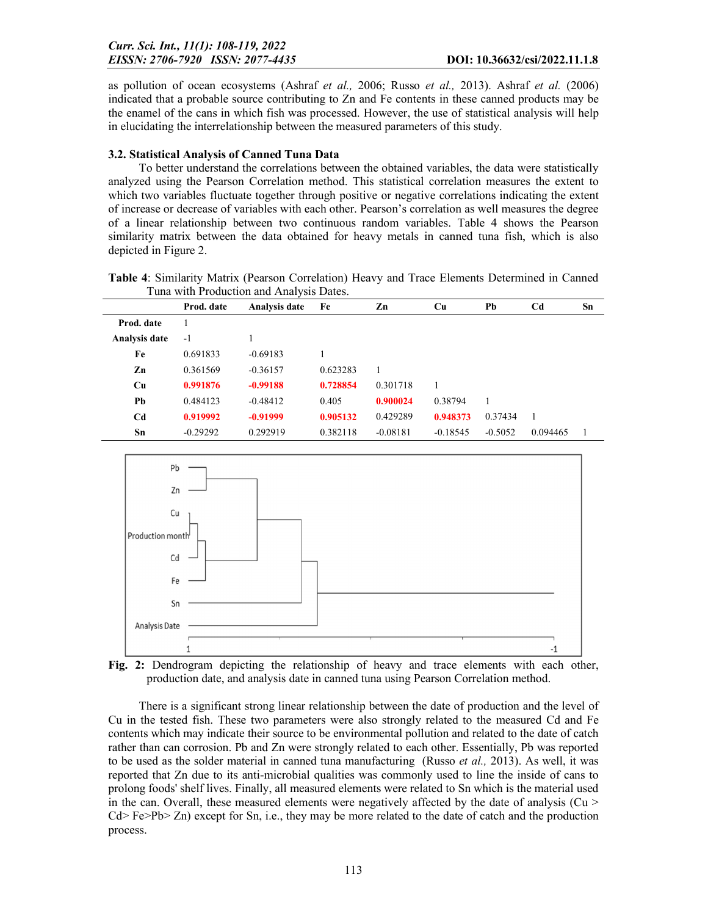as pollution of ocean ecosystems (Ashraf *et al.,* 2006; Russo *et al.,* 2013). Ashraf *et al.* (2006) indicated that a probable source contributing to Zn and Fe contents in these canned products may be the enamel of the cans in which fish was processed. However, the use of statistical analysis will help in elucidating the interrelationship between the measured parameters of this study.

### 3.2. Statistical Analysis of Canned Tuna Data

To better understand the correlations between the obtained variables, the data were statistically analyzed using the Pearson Correlation method. This statistical correlation measures the extent to which two variables fluctuate together through positive or negative correlations indicating the extent of increase or decrease of variables with each other. Pearson's correlation as well measures the degree of a linear relationship between two continuous random variables. Table 4 shows the Pearson similarity matrix between the data obtained for heavy metals in canned tuna fish, which is also depicted in Figure 2.

**Table 4**: Similarity Matrix (Pearson Correlation) Heavy and Trace Elements Determined in Canned Tuna with Production and Analysis Dates.

| | Prod. date | Analysis date | Fe | Zn | Cu | Pb | Cd | Sn |
|---|---|---|---|---|---|---|---|---|
| **Prod. date** | 1 | | | | | | | |
| **Analysis date** | -1 | 1 | | | | | | |
| **Fe** | 0.691833 | -0.69183 | 1 | | | | | |
| **Zn** | 0.361569 | -0.36157 | 0.623283 | 1 | | | | |
| **Cu** | **0.991876** | **-0.99188** | **0.728854** | 0.301718 | 1 | | | |
| **Pb** | 0.484123 | -0.48412 | 0.405 | **0.900024** | 0.38794 | 1 | | |
| **Cd** | **0.919992** | **-0.91999** | **0.905132** | 0.429289 | **0.948373** | 0.37434 | 1 | |
| **Sn** | -0.29292 | 0.292919 | 0.382118 | -0.08181 | -0.18545 | -0.5052 | 0.094465 | 1 |

**Fig. 2:** Dendrogram depicting the relationship of heavy and trace elements with each other, production date, and analysis date in canned tuna using Pearson Correlation method.

There is a significant strong linear relationship between the date of production and the level of Cu in the tested fish. These two parameters were also strongly related to the measured Cd and Fe contents which may indicate their source to be environmental pollution and related to the date of catch rather than can corrosion. Pb and Zn were strongly related to each other. Essentially, Pb was reported to be used as the solder material in canned tuna manufacturing (Russo *et al.,* 2013). As well, it was reported that Zn due to its anti-microbial qualities was commonly used to line the inside of cans to prolong foods' shelf lives. Finally, all measured elements were related to Sn which is the material used in the can. Overall, these measured elements were negatively affected by the date of analysis (Cu > Cd> Fe>Pb> Zn) except for Sn, i.e., they may be more related to the date of catch and the production process.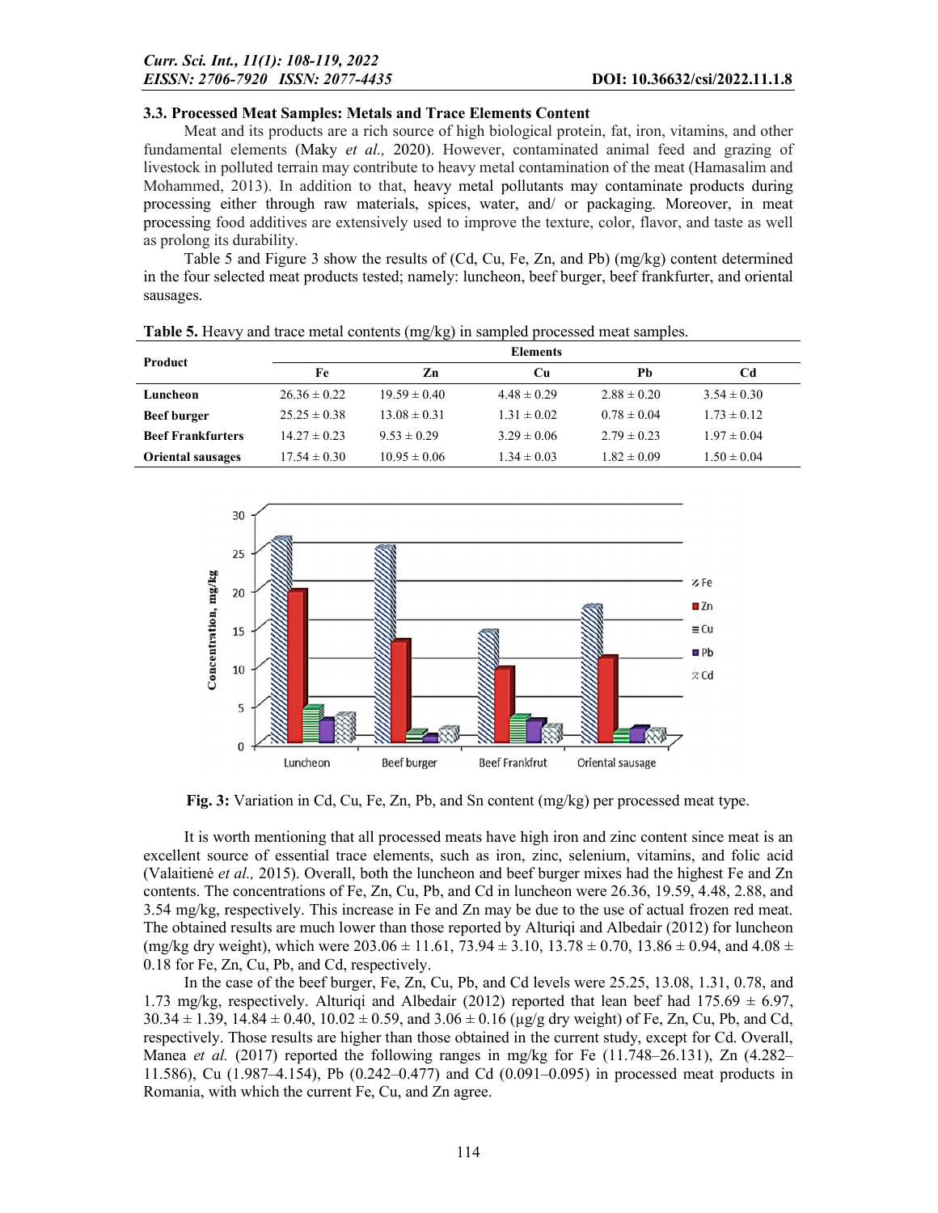### 3.3. Processed Meat Samples: Metals and Trace Elements Content

Meat and its products are a rich source of high biological protein, fat, iron, vitamins, and other fundamental elements (Maky *et al.,* 2020). However, contaminated animal feed and grazing of livestock in polluted terrain may contribute to heavy metal contamination of the meat (Hamasalim and Mohammed, 2013). In addition to that, heavy metal pollutants may contaminate products during processing either through raw materials, spices, water, and/ or packaging. Moreover, in meat processing food additives are extensively used to improve the texture, color, flavor, and taste as well as prolong its durability.

Table 5 and Figure 3 show the results of (Cd, Cu, Fe, Zn, and Pb) (mg/kg) content determined in the four selected meat products tested; namely: luncheon, beef burger, beef frankfurter, and oriental sausages.

**Table 5.** Heavy and trace metal contents (mg/kg) in sampled processed meat samples.

| Product | Elements | | | | |
|---|---|---|---|---|---|
| | Fe | Zn | Cu | Pb | Cd |
| **Luncheon** | 26.36 ± 0.22 | 19.59 ± 0.40 | 4.48 ± 0.29 | 2.88 ± 0.20 | 3.54 ± 0.30 |
| **Beef burger** | 25.25 ± 0.38 | 13.08 ± 0.31 | 1.31 ± 0.02 | 0.78 ± 0.04 | 1.73 ± 0.12 |
| **Beef Frankfurters** | 14.27 ± 0.23 | 9.53 ± 0.29 | 3.29 ± 0.06 | 2.79 ± 0.23 | 1.97 ± 0.04 |
| **Oriental sausages** | 17.54 ± 0.30 | 10.95 ± 0.06 | 1.34 ± 0.03 | 1.82 ± 0.09 | 1.50 ± 0.04 |

**Fig. 3:** Variation in Cd, Cu, Fe, Zn, Pb, and Sn content (mg/kg) per processed meat type.

It is worth mentioning that all processed meats have high iron and zinc content since meat is an excellent source of essential trace elements, such as iron, zinc, selenium, vitamins, and folic acid (Valaitienė *et al.,* 2015). Overall, both the luncheon and beef burger mixes had the highest Fe and Zn contents. The concentrations of Fe, Zn, Cu, Pb, and Cd in luncheon were 26.36, 19.59, 4.48, 2.88, and 3.54 mg/kg, respectively. This increase in Fe and Zn may be due to the use of actual frozen red meat. The obtained results are much lower than those reported by Alturiqi and Albedair (2012) for luncheon (mg/kg dry weight), which were 203.06 ± 11.61, 73.94 ± 3.10, 13.78 ± 0.70, 13.86 ± 0.94, and 4.08 ± 0.18 for Fe, Zn, Cu, Pb, and Cd, respectively.

In the case of the beef burger, Fe, Zn, Cu, Pb, and Cd levels were 25.25, 13.08, 1.31, 0.78, and 1.73 mg/kg, respectively. Alturiqi and Albedair (2012) reported that lean beef had 175.69 ± 6.97, 30.34 ± 1.39, 14.84 ± 0.40, 10.02 ± 0.59, and 3.06 ± 0.16 (µg/g dry weight) of Fe, Zn, Cu, Pb, and Cd, respectively. Those results are higher than those obtained in the current study, except for Cd. Overall, Manea *et al.* (2017) reported the following ranges in mg/kg for Fe (11.748–26.131), Zn (4.282–11.586), Cu (1.987–4.154), Pb (0.242–0.477) and Cd (0.091–0.095) in processed meat products in Romania, with which the current Fe, Cu, and Zn agree.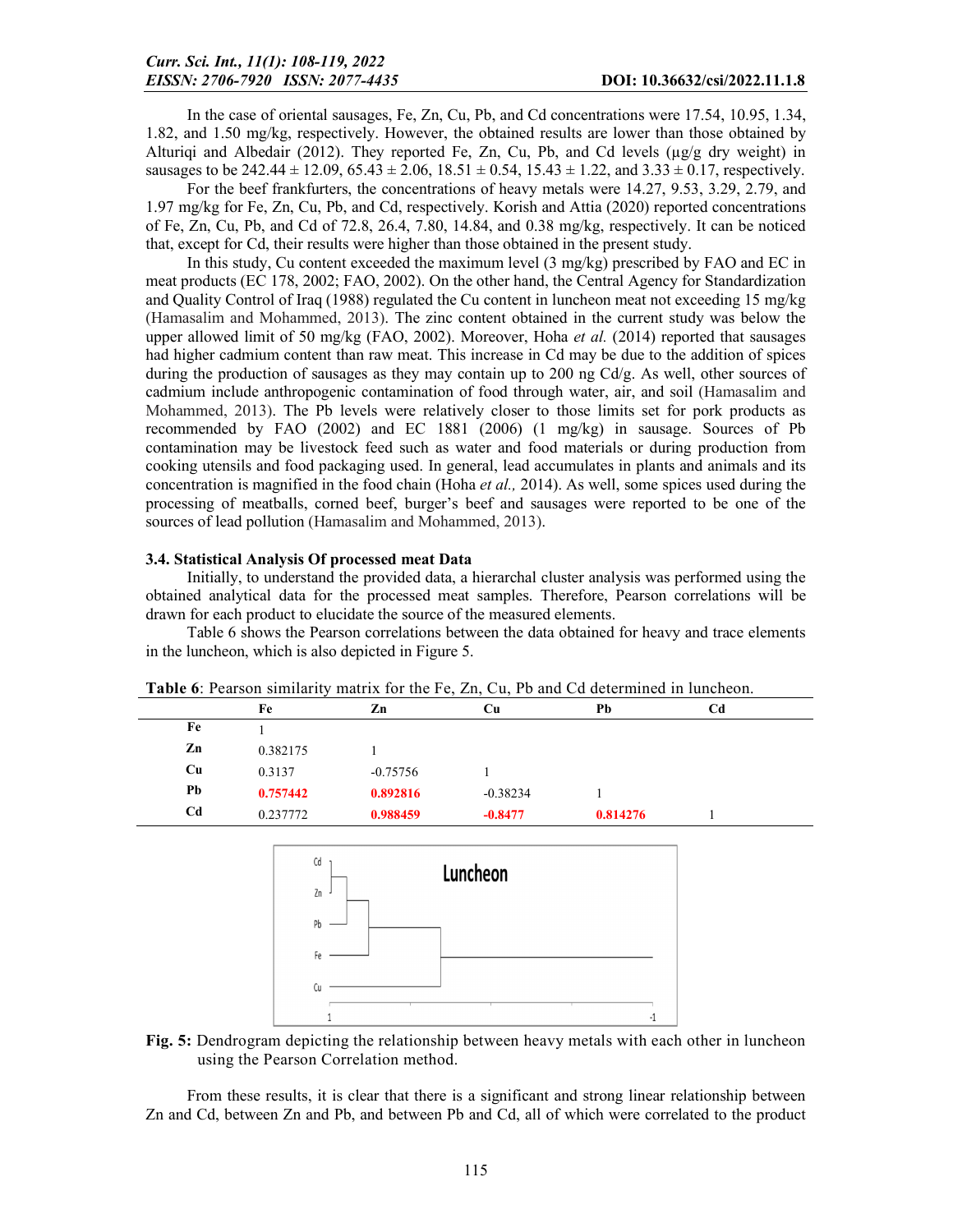In the case of oriental sausages, Fe, Zn, Cu, Pb, and Cd concentrations were 17.54, 10.95, 1.34, 1.82, and 1.50 mg/kg, respectively. However, the obtained results are lower than those obtained by Alturiqi and Albedair (2012). They reported Fe, Zn, Cu, Pb, and Cd levels (µg/g dry weight) in sausages to be 242.44 ± 12.09, 65.43 ± 2.06, 18.51 ± 0.54, 15.43 ± 1.22, and 3.33 ± 0.17, respectively.

For the beef frankfurters, the concentrations of heavy metals were 14.27, 9.53, 3.29, 2.79, and 1.97 mg/kg for Fe, Zn, Cu, Pb, and Cd, respectively. Korish and Attia (2020) reported concentrations of Fe, Zn, Cu, Pb, and Cd of 72.8, 26.4, 7.80, 14.84, and 0.38 mg/kg, respectively. It can be noticed that, except for Cd, their results were higher than those obtained in the present study.

In this study, Cu content exceeded the maximum level (3 mg/kg) prescribed by FAO and EC in meat products (EC 178, 2002; FAO, 2002). On the other hand, the Central Agency for Standardization and Quality Control of Iraq (1988) regulated the Cu content in luncheon meat not exceeding 15 mg/kg (Hamasalim and Mohammed, 2013). The zinc content obtained in the current study was below the upper allowed limit of 50 mg/kg (FAO, 2002). Moreover, Hoha *et al.* (2014) reported that sausages had higher cadmium content than raw meat. This increase in Cd may be due to the addition of spices during the production of sausages as they may contain up to 200 ng Cd/g. As well, other sources of cadmium include anthropogenic contamination of food through water, air, and soil (Hamasalim and Mohammed, 2013). The Pb levels were relatively closer to those limits set for pork products as recommended by FAO (2002) and EC 1881 (2006) (1 mg/kg) in sausage. Sources of Pb contamination may be livestock feed such as water and food materials or during production from cooking utensils and food packaging used. In general, lead accumulates in plants and animals and its concentration is magnified in the food chain (Hoha *et al.,* 2014). As well, some spices used during the processing of meatballs, corned beef, burger's beef and sausages were reported to be one of the sources of lead pollution (Hamasalim and Mohammed, 2013).

### 3.4. Statistical Analysis Of processed meat Data

Initially, to understand the provided data, a hierarchal cluster analysis was performed using the obtained analytical data for the processed meat samples. Therefore, Pearson correlations will be drawn for each product to elucidate the source of the measured elements.

Table 6 shows the Pearson correlations between the data obtained for heavy and trace elements in the luncheon, which is also depicted in Figure 5.

**Table 6**: Pearson similarity matrix for the Fe, Zn, Cu, Pb and Cd determined in luncheon.

| | Fe | Zn | Cu | Pb | Cd |
|---|---|---|---|---|---|
| **Fe** | 1 | | | | |
| **Zn** | 0.382175 | 1 | | | |
| **Cu** | 0.3137 | -0.75756 | 1 | | |
| **Pb** | **0.757442** | **0.892816** | -0.38234 | 1 | |
| **Cd** | 0.237772 | **0.988459** | **-0.8477** | **0.814276** | 1 |

**Fig. 5:** Dendrogram depicting the relationship between heavy metals with each other in luncheon using the Pearson Correlation method.

From these results, it is clear that there is a significant and strong linear relationship between Zn and Cd, between Zn and Pb, and between Pb and Cd, all of which were correlated to the product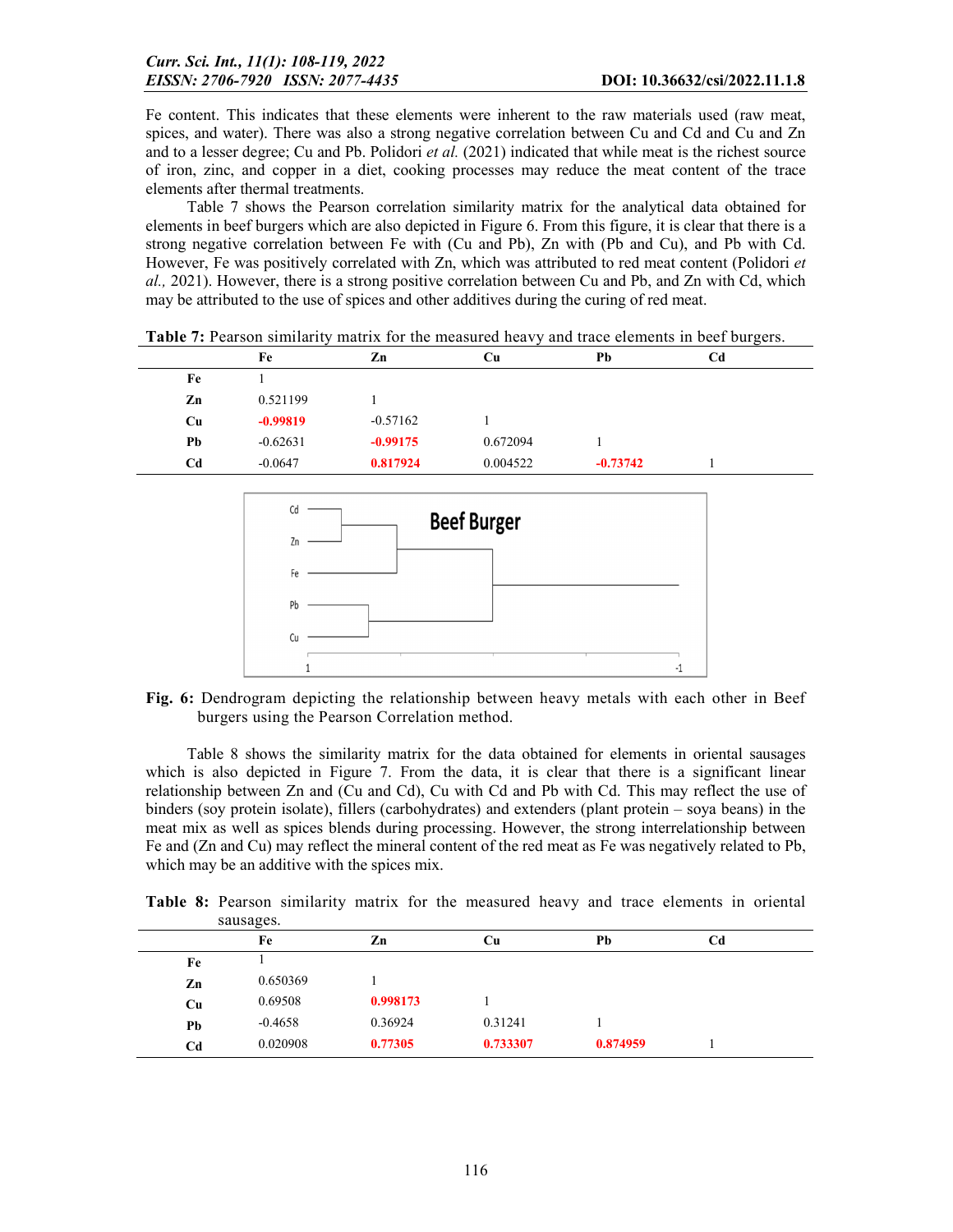Fe content. This indicates that these elements were inherent to the raw materials used (raw meat, spices, and water). There was also a strong negative correlation between Cu and Cd and Cu and Zn and to a lesser degree; Cu and Pb. Polidori *et al.* (2021) indicated that while meat is the richest source of iron, zinc, and copper in a diet, cooking processes may reduce the meat content of the trace elements after thermal treatments.

Table 7 shows the Pearson correlation similarity matrix for the analytical data obtained for elements in beef burgers which are also depicted in Figure 6. From this figure, it is clear that there is a strong negative correlation between Fe with (Cu and Pb), Zn with (Pb and Cu), and Pb with Cd. However, Fe was positively correlated with Zn, which was attributed to red meat content (Polidori *et al.,* 2021). However, there is a strong positive correlation between Cu and Pb, and Zn with Cd, which may be attributed to the use of spices and other additives during the curing of red meat.

**Table 7:** Pearson similarity matrix for the measured heavy and trace elements in beef burgers.

| | Fe | Zn | Cu | Pb | Cd |
|---|---|---|---|---|---|
| **Fe** | 1 | | | | |
| **Zn** | 0.521199 | 1 | | | |
| **Cu** | **-0.99819** | -0.57162 | 1 | | |
| **Pb** | -0.62631 | **-0.99175** | 0.672094 | 1 | |
| **Cd** | -0.0647 | **0.817924** | 0.004522 | **-0.73742** | 1 |

**Fig. 6:** Dendrogram depicting the relationship between heavy metals with each other in Beef burgers using the Pearson Correlation method.

Table 8 shows the similarity matrix for the data obtained for elements in oriental sausages which is also depicted in Figure 7. From the data, it is clear that there is a significant linear relationship between Zn and (Cu and Cd), Cu with Cd and Pb with Cd. This may reflect the use of binders (soy protein isolate), fillers (carbohydrates) and extenders (plant protein – soya beans) in the meat mix as well as spices blends during processing. However, the strong interrelationship between Fe and (Zn and Cu) may reflect the mineral content of the red meat as Fe was negatively related to Pb, which may be an additive with the spices mix.

**Table 8:** Pearson similarity matrix for the measured heavy and trace elements in oriental sausages.

| | Fe | Zn | Cu | Pb | Cd |
|---|---|---|---|---|---|
| **Fe** | 1 | | | | |
| **Zn** | 0.650369 | 1 | | | |
| **Cu** | 0.69508 | **0.998173** | 1 | | |
| **Pb** | -0.4658 | 0.36924 | 0.31241 | 1 | |
| **Cd** | 0.020908 | **0.77305** | **0.733307** | **0.874959** | 1 |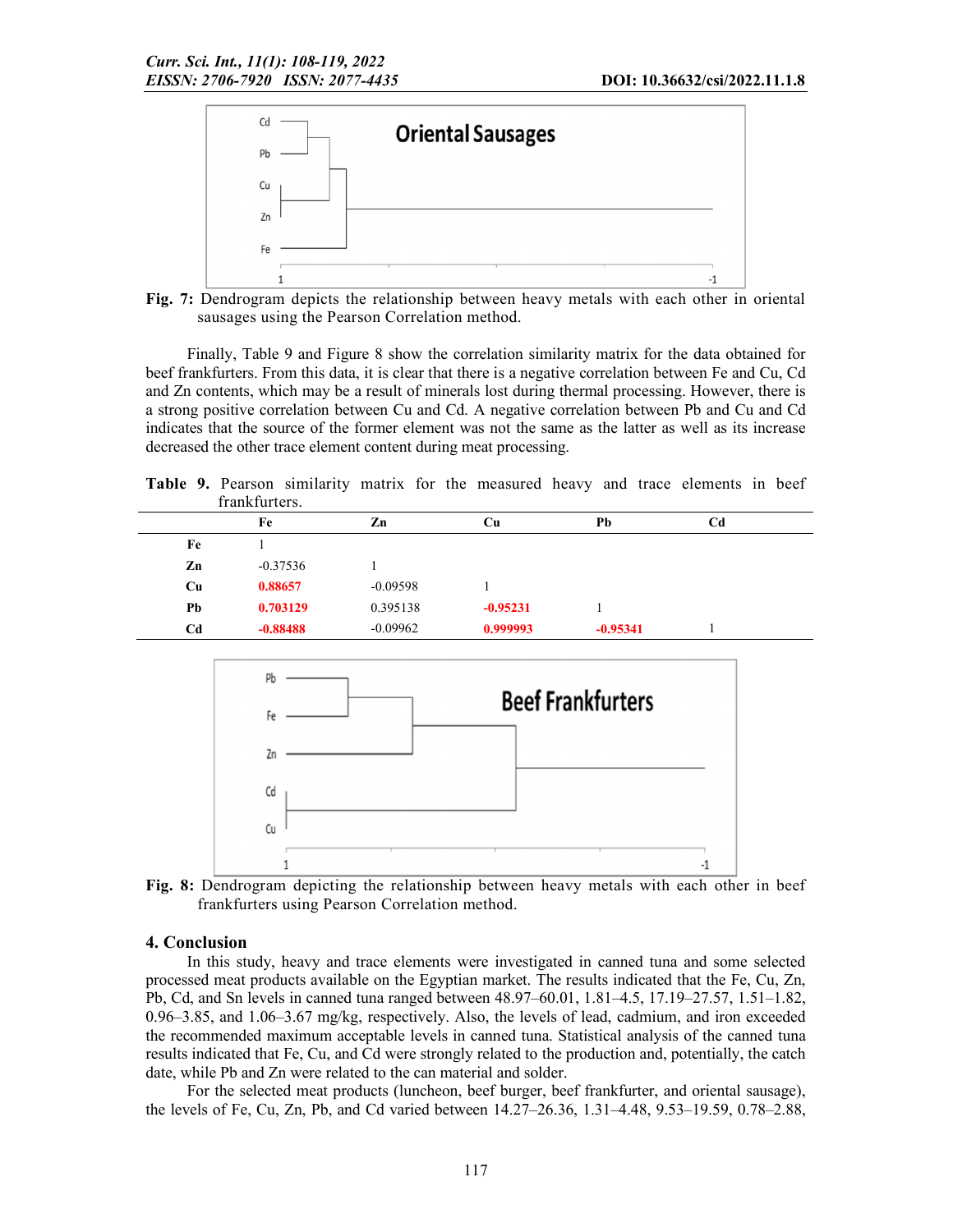**Fig. 7:** Dendrogram depicts the relationship between heavy metals with each other in oriental sausages using the Pearson Correlation method.

Finally, Table 9 and Figure 8 show the correlation similarity matrix for the data obtained for beef frankfurters. From this data, it is clear that there is a negative correlation between Fe and Cu, Cd and Zn contents, which may be a result of minerals lost during thermal processing. However, there is a strong positive correlation between Cu and Cd. A negative correlation between Pb and Cu and Cd indicates that the source of the former element was not the same as the latter as well as its increase decreased the other trace element content during meat processing.

**Table 9.** Pearson similarity matrix for the measured heavy and trace elements in beef frankfurters.

| | Fe | Zn | Cu | Pb | Cd |
|---|---|---|---|---|---|
| **Fe** | 1 | | | | |
| **Zn** | -0.37536 | 1 | | | |
| **Cu** | 0.88657 | -0.09598 | 1 | | |
| **Pb** | 0.703129 | 0.395138 | -0.95231 | 1 | |
| **Cd** | -0.88488 | -0.09962 | 0.999993 | -0.95341 | 1 |

**Fig. 8:** Dendrogram depicting the relationship between heavy metals with each other in beef frankfurters using Pearson Correlation method.

## 4. Conclusion

In this study, heavy and trace elements were investigated in canned tuna and some selected processed meat products available on the Egyptian market. The results indicated that the Fe, Cu, Zn, Pb, Cd, and Sn levels in canned tuna ranged between 48.97–60.01, 1.81–4.5, 17.19–27.57, 1.51–1.82, 0.96–3.85, and 1.06–3.67 mg/kg, respectively. Also, the levels of lead, cadmium, and iron exceeded the recommended maximum acceptable levels in canned tuna. Statistical analysis of the canned tuna results indicated that Fe, Cu, and Cd were strongly related to the production and, potentially, the catch date, while Pb and Zn were related to the can material and solder.

For the selected meat products (luncheon, beef burger, beef frankfurter, and oriental sausage), the levels of Fe, Cu, Zn, Pb, and Cd varied between 14.27–26.36, 1.31–4.48, 9.53–19.59, 0.78–2.88,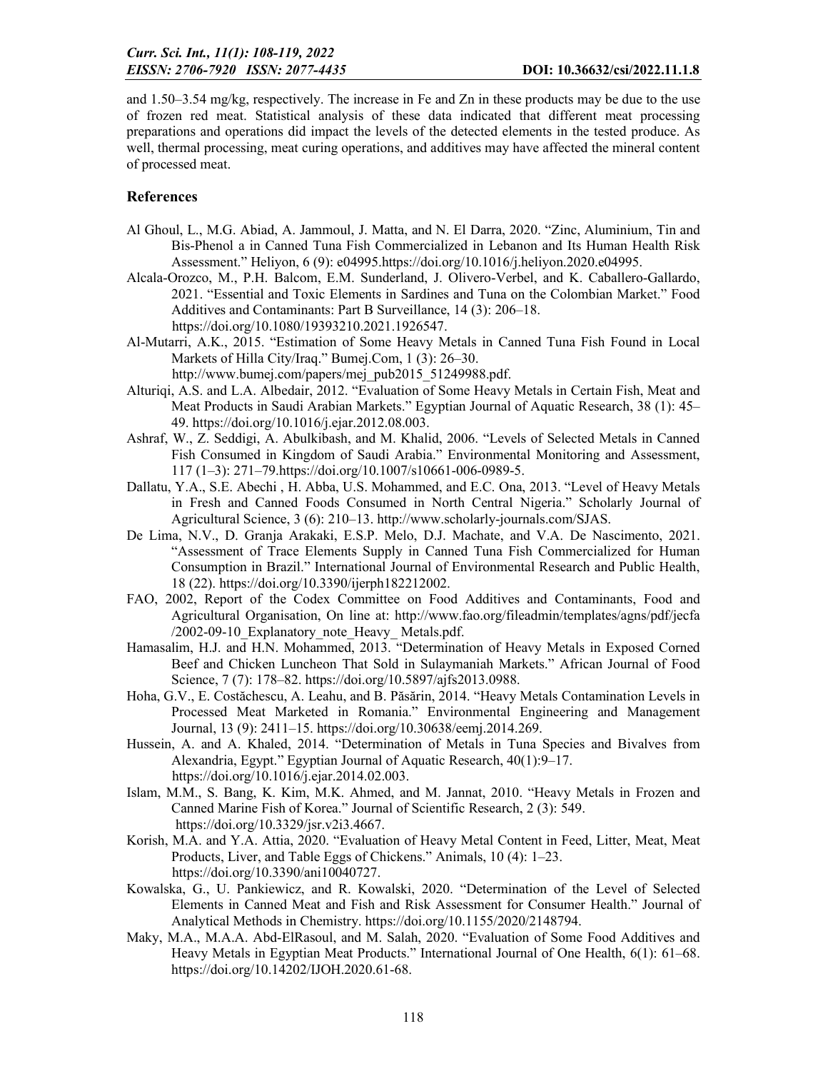and 1.50–3.54 mg/kg, respectively. The increase in Fe and Zn in these products may be due to the use of frozen red meat. Statistical analysis of these data indicated that different meat processing preparations and operations did impact the levels of the detected elements in the tested produce. As well, thermal processing, meat curing operations, and additives may have affected the mineral content of processed meat.

## References

Al Ghoul, L., M.G. Abiad, A. Jammoul, J. Matta, and N. El Darra, 2020. "Zinc, Aluminium, Tin and Bis-Phenol a in Canned Tuna Fish Commercialized in Lebanon and Its Human Health Risk Assessment." Heliyon, 6 (9): e04995.https://doi.org/10.1016/j.heliyon.2020.e04995.

Alcala-Orozco, M., P.H. Balcom, E.M. Sunderland, J. Olivero-Verbel, and K. Caballero-Gallardo, 2021. "Essential and Toxic Elements in Sardines and Tuna on the Colombian Market." Food Additives and Contaminants: Part B Surveillance, 14 (3): 206–18. https://doi.org/10.1080/19393210.2021.1926547.

Al-Mutarri, A.K., 2015. "Estimation of Some Heavy Metals in Canned Tuna Fish Found in Local Markets of Hilla City/Iraq." Bumej.Com, 1 (3): 26–30. http://www.bumej.com/papers/mej_pub2015_51249988.pdf.

Alturiqi, A.S. and L.A. Albedair, 2012. "Evaluation of Some Heavy Metals in Certain Fish, Meat and Meat Products in Saudi Arabian Markets." Egyptian Journal of Aquatic Research, 38 (1): 45–49. https://doi.org/10.1016/j.ejar.2012.08.003.

Ashraf, W., Z. Seddigi, A. Abulkibash, and M. Khalid, 2006. "Levels of Selected Metals in Canned Fish Consumed in Kingdom of Saudi Arabia." Environmental Monitoring and Assessment, 117 (1–3): 271–79.https://doi.org/10.1007/s10661-006-0989-5.

Dallatu, Y.A., S.E. Abechi , H. Abba, U.S. Mohammed, and E.C. Ona, 2013. "Level of Heavy Metals in Fresh and Canned Foods Consumed in North Central Nigeria." Scholarly Journal of Agricultural Science, 3 (6): 210–13. http://www.scholarly-journals.com/SJAS.

De Lima, N.V., D. Granja Arakaki, E.S.P. Melo, D.J. Machate, and V.A. De Nascimento, 2021. "Assessment of Trace Elements Supply in Canned Tuna Fish Commercialized for Human Consumption in Brazil." International Journal of Environmental Research and Public Health, 18 (22). https://doi.org/10.3390/ijerph182212002.

FAO, 2002, Report of the Codex Committee on Food Additives and Contaminants, Food and Agricultural Organisation, On line at: http://www.fao.org/fileadmin/templates/agns/pdf/jecfa /2002-09-10_Explanatory_note_Heavy_ Metals.pdf.

Hamasalim, H.J. and H.N. Mohammed, 2013. "Determination of Heavy Metals in Exposed Corned Beef and Chicken Luncheon That Sold in Sulaymaniah Markets." African Journal of Food Science, 7 (7): 178–82. https://doi.org/10.5897/ajfs2013.0988.

Hoha, G.V., E. Costăchescu, A. Leahu, and B. Păsărin, 2014. "Heavy Metals Contamination Levels in Processed Meat Marketed in Romania." Environmental Engineering and Management Journal, 13 (9): 2411–15. https://doi.org/10.30638/eemj.2014.269.

Hussein, A. and A. Khaled, 2014. "Determination of Metals in Tuna Species and Bivalves from Alexandria, Egypt." Egyptian Journal of Aquatic Research, 40(1):9–17. https://doi.org/10.1016/j.ejar.2014.02.003.

Islam, M.M., S. Bang, K. Kim, M.K. Ahmed, and M. Jannat, 2010. "Heavy Metals in Frozen and Canned Marine Fish of Korea." Journal of Scientific Research, 2 (3): 549. https://doi.org/10.3329/jsr.v2i3.4667.

Korish, M.A. and Y.A. Attia, 2020. "Evaluation of Heavy Metal Content in Feed, Litter, Meat, Meat Products, Liver, and Table Eggs of Chickens." Animals, 10 (4): 1–23. https://doi.org/10.3390/ani10040727.

Kowalska, G., U. Pankiewicz, and R. Kowalski, 2020. "Determination of the Level of Selected Elements in Canned Meat and Fish and Risk Assessment for Consumer Health." Journal of Analytical Methods in Chemistry. https://doi.org/10.1155/2020/2148794.

Maky, M.A., M.A.A. Abd-ElRasoul, and M. Salah, 2020. "Evaluation of Some Food Additives and Heavy Metals in Egyptian Meat Products." International Journal of One Health, 6(1): 61–68. https://doi.org/10.14202/IJOH.2020.61-68.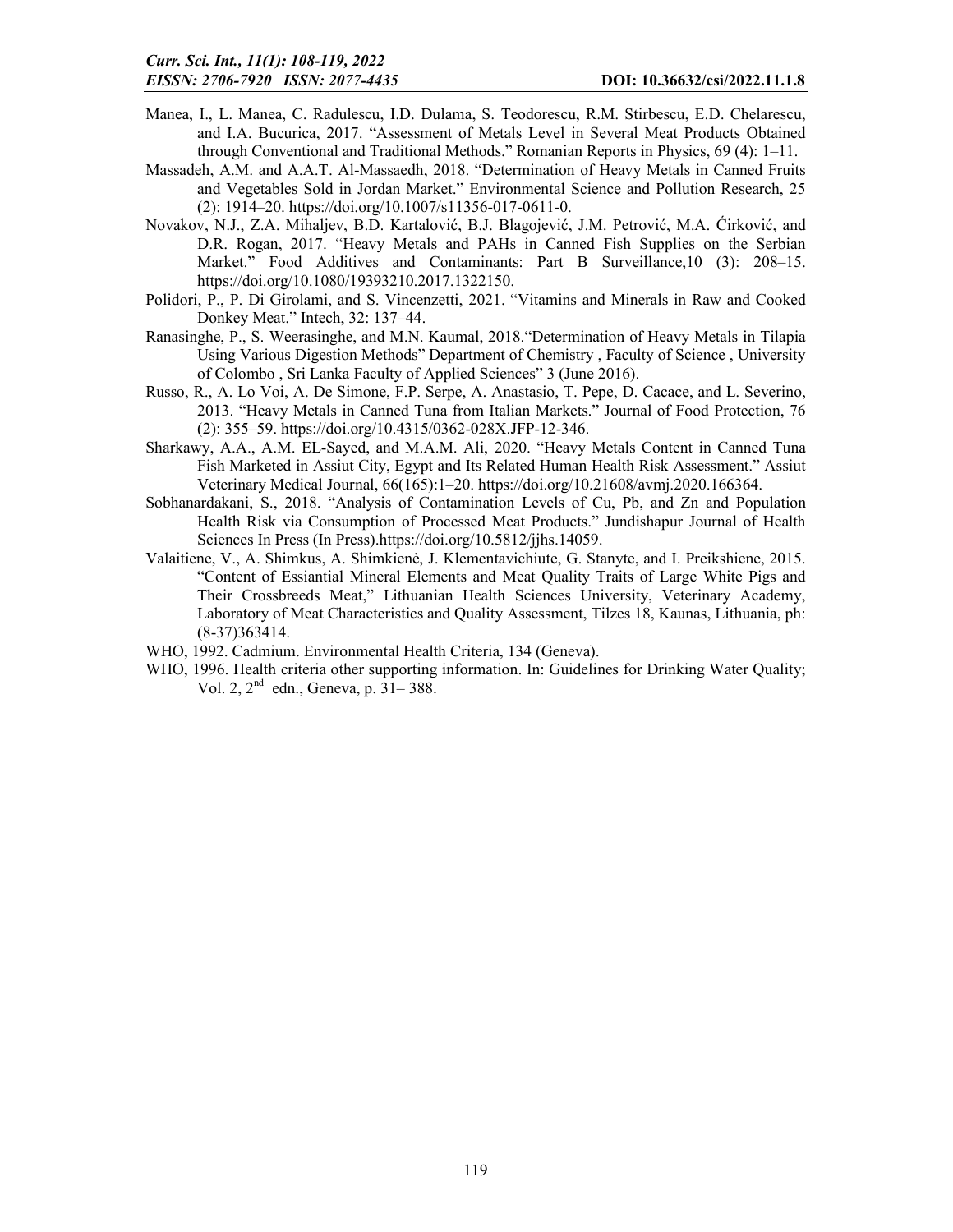Manea, I., L. Manea, C. Radulescu, I.D. Dulama, S. Teodorescu, R.M. Stirbescu, E.D. Chelarescu, and I.A. Bucurica, 2017. "Assessment of Metals Level in Several Meat Products Obtained through Conventional and Traditional Methods." Romanian Reports in Physics, 69 (4): 1–11.

Massadeh, A.M. and A.A.T. Al-Massaedh, 2018. "Determination of Heavy Metals in Canned Fruits and Vegetables Sold in Jordan Market." Environmental Science and Pollution Research, 25 (2): 1914–20. https://doi.org/10.1007/s11356-017-0611-0.

Novakov, N.J., Z.A. Mihaljev, B.D. Kartalović, B.J. Blagojević, J.M. Petrović, M.A. Ćirković, and D.R. Rogan, 2017. "Heavy Metals and PAHs in Canned Fish Supplies on the Serbian Market." Food Additives and Contaminants: Part B Surveillance,10 (3): 208–15. https://doi.org/10.1080/19393210.2017.1322150.

Polidori, P., P. Di Girolami, and S. Vincenzetti, 2021. "Vitamins and Minerals in Raw and Cooked Donkey Meat." Intech, 32: 137–44.

Ranasinghe, P., S. Weerasinghe, and M.N. Kaumal, 2018."Determination of Heavy Metals in Tilapia Using Various Digestion Methods" Department of Chemistry , Faculty of Science , University of Colombo , Sri Lanka Faculty of Applied Sciences" 3 (June 2016).

Russo, R., A. Lo Voi, A. De Simone, F.P. Serpe, A. Anastasio, T. Pepe, D. Cacace, and L. Severino, 2013. "Heavy Metals in Canned Tuna from Italian Markets." Journal of Food Protection, 76 (2): 355–59. https://doi.org/10.4315/0362-028X.JFP-12-346.

Sharkawy, A.A., A.M. EL-Sayed, and M.A.M. Ali, 2020. "Heavy Metals Content in Canned Tuna Fish Marketed in Assiut City, Egypt and Its Related Human Health Risk Assessment." Assiut Veterinary Medical Journal, 66(165):1–20. https://doi.org/10.21608/avmj.2020.166364.

Sobhanardakani, S., 2018. "Analysis of Contamination Levels of Cu, Pb, and Zn and Population Health Risk via Consumption of Processed Meat Products." Jundishapur Journal of Health Sciences In Press (In Press).https://doi.org/10.5812/jjhs.14059.

Valaitiene, V., A. Shimkus, A. Shimkienė, J. Klementavichiute, G. Stanyte, and I. Preikshiene, 2015. "Content of Essiantial Mineral Elements and Meat Quality Traits of Large White Pigs and Their Crossbreeds Meat," Lithuanian Health Sciences University, Veterinary Academy, Laboratory of Meat Characteristics and Quality Assessment, Tilzes 18, Kaunas, Lithuania, ph: (8-37)363414.

WHO, 1992. Cadmium. Environmental Health Criteria, 134 (Geneva).

WHO, 1996. Health criteria other supporting information. In: Guidelines for Drinking Water Quality; Vol. 2, 2nd edn., Geneva, p. 31– 388.